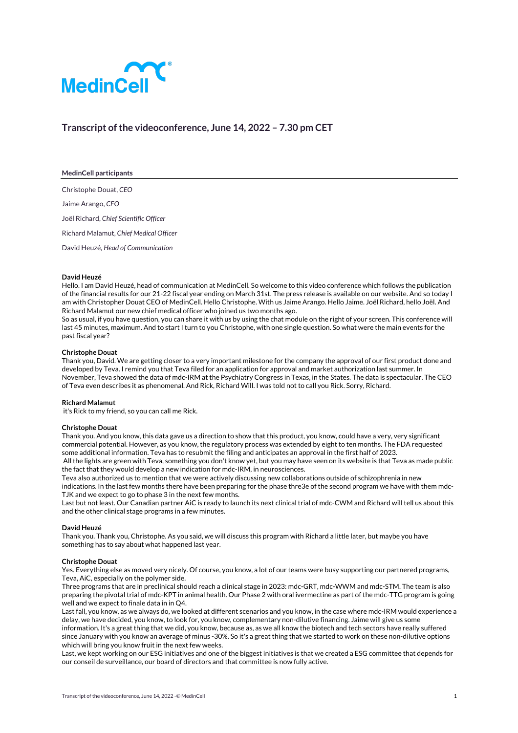MedinCell®

# Transcript of the videoconference, June 14, 2022 – 7.30 pm CET

**MedinCell participants**

Christophe Douat, *CEO*

Jaime Arango, *CFO*

Joël Richard, *Chief Scientific Officer*

Richard Malamut, *Chief Medical Officer*

David Heuzé, *Head of Communication*

**David Heuzé**
Hello. I am David Heuzé, head of communication at MedinCell. So welcome to this video conference which follows the publication of the financial results for our 21-22 fiscal year ending on March 31st. The press release is available on our website. And so today I am with Christopher Douat CEO of MedinCell. Hello Christophe. With us Jaime Arango. Hello Jaime. Joël Richard, hello Joël. And Richard Malamut our new chief medical officer who joined us two months ago.
So as usual, if you have question, you can share it with us by using the chat module on the right of your screen. This conference will last 45 minutes, maximum. And to start I turn to you Christophe, with one single question. So what were the main events for the past fiscal year?

**Christophe Douat**
Thank you, David. We are getting closer to a very important milestone for the company the approval of our first product done and developed by Teva. I remind you that Teva filed for an application for approval and market authorization last summer. In November, Teva showed the data of mdc-IRM at the Psychiatry Congress in Texas, in the States. The data is spectacular. The CEO of Teva even describes it as phenomenal. And Rick, Richard Will. I was told not to call you Rick. Sorry, Richard.

**Richard Malamut**
it's Rick to my friend, so you can call me Rick.

**Christophe Douat**
Thank you. And you know, this data gave us a direction to show that this product, you know, could have a very, very significant commercial potential. However, as you know, the regulatory process was extended by eight to ten months. The FDA requested some additional information. Teva has to resubmit the filing and anticipates an approval in the first half of 2023.
All the lights are green with Teva, something you don't know yet, but you may have seen on its website is that Teva as made public the fact that they would develop a new indication for mdc-IRM, in neurosciences.
Teva also authorized us to mention that we were actively discussing new collaborations outside of schizophrenia in new indications. In the last few months there have been preparing for the phase thre3e of the second program we have with them mdc-TJK and we expect to go to phase 3 in the next few months.
Last but not least. Our Canadian partner AiC is ready to launch its next clinical trial of mdc-CWM and Richard will tell us about this and the other clinical stage programs in a few minutes.

**David Heuzé**
Thank you. Thank you, Christophe. As you said, we will discuss this program with Richard a little later, but maybe you have something has to say about what happened last year.

**Christophe Douat**
Yes. Everything else as moved very nicely. Of course, you know, a lot of our teams were busy supporting our partnered programs, Teva, AiC, especially on the polymer side.
Three programs that are in preclinical should reach a clinical stage in 2023: mdc-GRT, mdc-WWM and mdc-STM. The team is also preparing the pivotal trial of mdc-KPT in animal health. Our Phase 2 with oral ivermectine as part of the mdc-TTG program is going well and we expect to finale data in in Q4.
Last fall, you know, as we always do, we looked at different scenarios and you know, in the case where mdc-IRM would experience a delay, we have decided, you know, to look for, you know, complementary non-dilutive financing. Jaime will give us some information. It's a great thing that we did, you know, because as, as we all know the biotech and tech sectors have really suffered since January with you know an average of minus -30%. So it's a great thing that we started to work on these non-dilutive options which will bring you know fruit in the next few weeks.
Last, we kept working on our ESG initiatives and one of the biggest initiatives is that we created a ESG committee that depends for our conseil de surveillance, our board of directors and that committee is now fully active.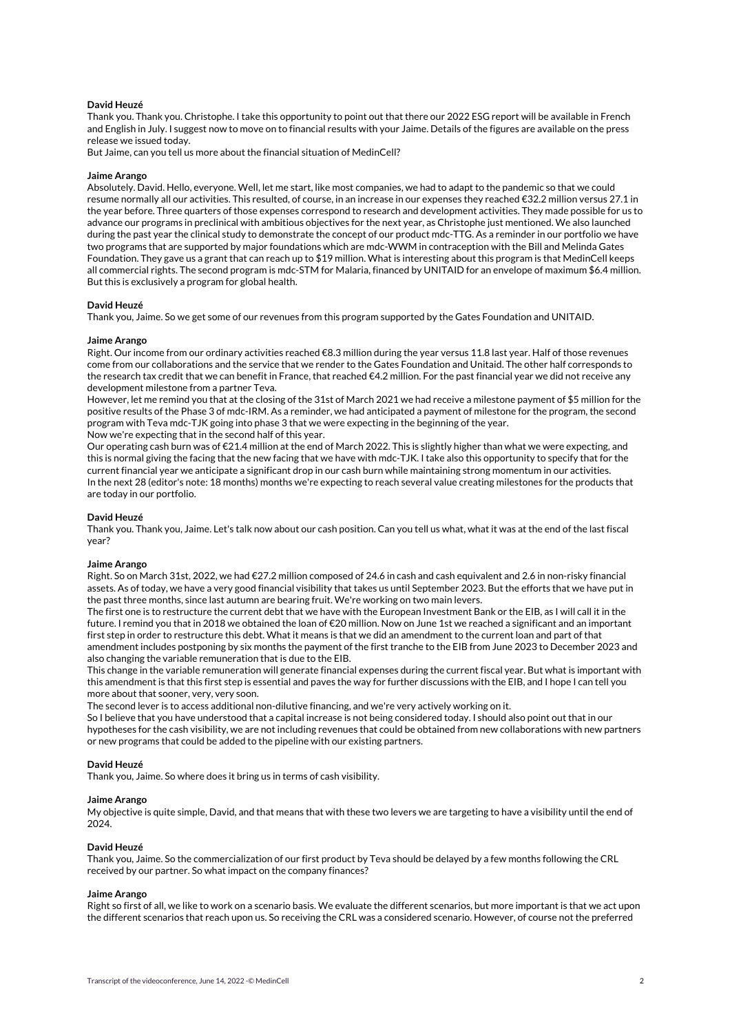**David Heuzé**

Thank you. Thank you. Christophe. I take this opportunity to point out that there our 2022 ESG report will be available in French and English in July. I suggest now to move on to financial results with your Jaime. Details of the figures are available on the press release we issued today.

But Jaime, can you tell us more about the financial situation of MedinCell?

**Jaime Arango**

Absolutely. David. Hello, everyone. Well, let me start, like most companies, we had to adapt to the pandemic so that we could resume normally all our activities. This resulted, of course, in an increase in our expenses they reached €32.2 million versus 27.1 in the year before. Three quarters of those expenses correspond to research and development activities. They made possible for us to advance our programs in preclinical with ambitious objectives for the next year, as Christophe just mentioned. We also launched during the past year the clinical study to demonstrate the concept of our product mdc-TTG. As a reminder in our portfolio we have two programs that are supported by major foundations which are mdc-WWM in contraception with the Bill and Melinda Gates Foundation. They gave us a grant that can reach up to $19 million. What is interesting about this program is that MedinCell keeps all commercial rights. The second program is mdc-STM for Malaria, financed by UNITAID for an envelope of maximum $6.4 million. But this is exclusively a program for global health.

**David Heuzé**

Thank you, Jaime. So we get some of our revenues from this program supported by the Gates Foundation and UNITAID.

**Jaime Arango**

Right. Our income from our ordinary activities reached €8.3 million during the year versus 11.8 last year. Half of those revenues come from our collaborations and the service that we render to the Gates Foundation and Unitaid. The other half corresponds to the research tax credit that we can benefit in France, that reached €4.2 million. For the past financial year we did not receive any development milestone from a partner Teva.

However, let me remind you that at the closing of the 31st of March 2021 we had receive a milestone payment of $5 million for the positive results of the Phase 3 of mdc-IRM. As a reminder, we had anticipated a payment of milestone for the program, the second program with Teva mdc-TJK going into phase 3 that we were expecting in the beginning of the year.

Now we're expecting that in the second half of this year.

Our operating cash burn was of €21.4 million at the end of March 2022. This is slightly higher than what we were expecting, and this is normal giving the facing that the new facing that we have with mdc-TJK. I take also this opportunity to specify that for the current financial year we anticipate a significant drop in our cash burn while maintaining strong momentum in our activities.

In the next 28 (editor's note: 18 months) months we're expecting to reach several value creating milestones for the products that are today in our portfolio.

**David Heuzé**

Thank you. Thank you, Jaime. Let's talk now about our cash position. Can you tell us what, what it was at the end of the last fiscal year?

**Jaime Arango**

Right. So on March 31st, 2022, we had €27.2 million composed of 24.6 in cash and cash equivalent and 2.6 in non-risky financial assets. As of today, we have a very good financial visibility that takes us until September 2023. But the efforts that we have put in the past three months, since last autumn are bearing fruit. We're working on two main levers.

The first one is to restructure the current debt that we have with the European Investment Bank or the EIB, as I will call it in the future. I remind you that in 2018 we obtained the loan of €20 million. Now on June 1st we reached a significant and an important first step in order to restructure this debt. What it means is that we did an amendment to the current loan and part of that amendment includes postponing by six months the payment of the first tranche to the EIB from June 2023 to December 2023 and also changing the variable remuneration that is due to the EIB.

This change in the variable remuneration will generate financial expenses during the current fiscal year. But what is important with this amendment is that this first step is essential and paves the way for further discussions with the EIB, and I hope I can tell you more about that sooner, very, very soon.

The second lever is to access additional non-dilutive financing, and we're very actively working on it.

So I believe that you have understood that a capital increase is not being considered today. I should also point out that in our hypotheses for the cash visibility, we are not including revenues that could be obtained from new collaborations with new partners or new programs that could be added to the pipeline with our existing partners.

**David Heuzé**

Thank you, Jaime. So where does it bring us in terms of cash visibility.

**Jaime Arango**

My objective is quite simple, David, and that means that with these two levers we are targeting to have a visibility until the end of 2024.

**David Heuzé**

Thank you, Jaime. So the commercialization of our first product by Teva should be delayed by a few months following the CRL received by our partner. So what impact on the company finances?

**Jaime Arango**

Right so first of all, we like to work on a scenario basis. We evaluate the different scenarios, but more important is that we act upon the different scenarios that reach upon us. So receiving the CRL was a considered scenario. However, of course not the preferred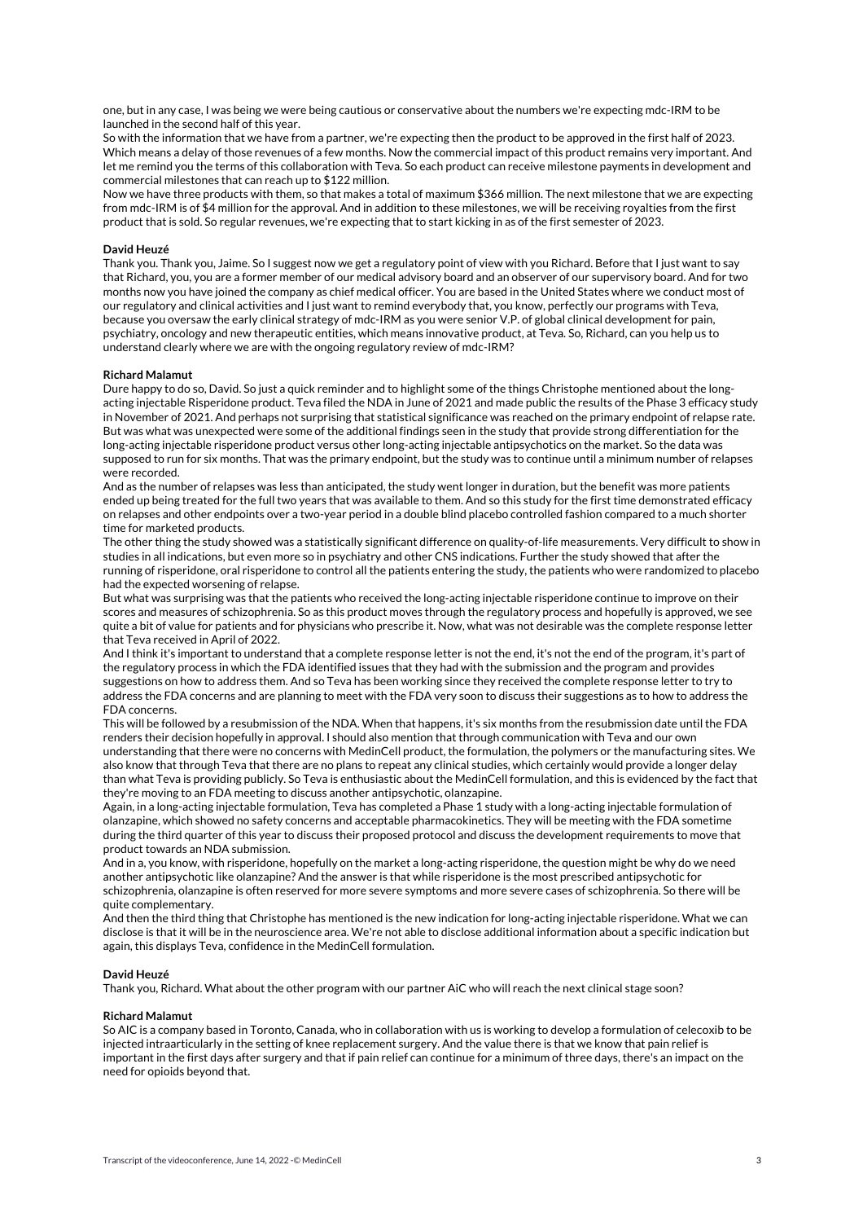one, but in any case, I was being we were being cautious or conservative about the numbers we're expecting mdc-IRM to be launched in the second half of this year.

So with the information that we have from a partner, we're expecting then the product to be approved in the first half of 2023. Which means a delay of those revenues of a few months. Now the commercial impact of this product remains very important. And let me remind you the terms of this collaboration with Teva. So each product can receive milestone payments in development and commercial milestones that can reach up to $122 million.

Now we have three products with them, so that makes a total of maximum $366 million. The next milestone that we are expecting from mdc-IRM is of $4 million for the approval. And in addition to these milestones, we will be receiving royalties from the first product that is sold. So regular revenues, we're expecting that to start kicking in as of the first semester of 2023.

**David Heuzé**

Thank you. Thank you, Jaime. So I suggest now we get a regulatory point of view with you Richard. Before that I just want to say that Richard, you, you are a former member of our medical advisory board and an observer of our supervisory board. And for two months now you have joined the company as chief medical officer. You are based in the United States where we conduct most of our regulatory and clinical activities and I just want to remind everybody that, you know, perfectly our programs with Teva, because you oversaw the early clinical strategy of mdc-IRM as you were senior V.P. of global clinical development for pain, psychiatry, oncology and new therapeutic entities, which means innovative product, at Teva. So, Richard, can you help us to understand clearly where we are with the ongoing regulatory review of mdc-IRM?

**Richard Malamut**

Dure happy to do so, David. So just a quick reminder and to highlight some of the things Christophe mentioned about the long-acting injectable Risperidone product. Teva filed the NDA in June of 2021 and made public the results of the Phase 3 efficacy study in November of 2021. And perhaps not surprising that statistical significance was reached on the primary endpoint of relapse rate. But was what was unexpected were some of the additional findings seen in the study that provide strong differentiation for the long-acting injectable risperidone product versus other long-acting injectable antipsychotics on the market. So the data was supposed to run for six months. That was the primary endpoint, but the study was to continue until a minimum number of relapses were recorded.

And as the number of relapses was less than anticipated, the study went longer in duration, but the benefit was more patients ended up being treated for the full two years that was available to them. And so this study for the first time demonstrated efficacy on relapses and other endpoints over a two-year period in a double blind placebo controlled fashion compared to a much shorter time for marketed products.

The other thing the study showed was a statistically significant difference on quality-of-life measurements. Very difficult to show in studies in all indications, but even more so in psychiatry and other CNS indications. Further the study showed that after the running of risperidone, oral risperidone to control all the patients entering the study, the patients who were randomized to placebo had the expected worsening of relapse.

But what was surprising was that the patients who received the long-acting injectable risperidone continue to improve on their scores and measures of schizophrenia. So as this product moves through the regulatory process and hopefully is approved, we see quite a bit of value for patients and for physicians who prescribe it. Now, what was not desirable was the complete response letter that Teva received in April of 2022.

And I think it's important to understand that a complete response letter is not the end, it's not the end of the program, it's part of the regulatory process in which the FDA identified issues that they had with the submission and the program and provides suggestions on how to address them. And so Teva has been working since they received the complete response letter to try to address the FDA concerns and are planning to meet with the FDA very soon to discuss their suggestions as to how to address the FDA concerns.

This will be followed by a resubmission of the NDA. When that happens, it's six months from the resubmission date until the FDA renders their decision hopefully in approval. I should also mention that through communication with Teva and our own understanding that there were no concerns with MedinCell product, the formulation, the polymers or the manufacturing sites. We also know that through Teva that there are no plans to repeat any clinical studies, which certainly would provide a longer delay than what Teva is providing publicly. So Teva is enthusiastic about the MedinCell formulation, and this is evidenced by the fact that they're moving to an FDA meeting to discuss another antipsychotic, olanzapine.

Again, in a long-acting injectable formulation, Teva has completed a Phase 1 study with a long-acting injectable formulation of olanzapine, which showed no safety concerns and acceptable pharmacokinetics. They will be meeting with the FDA sometime during the third quarter of this year to discuss their proposed protocol and discuss the development requirements to move that product towards an NDA submission.

And in a, you know, with risperidone, hopefully on the market a long-acting risperidone, the question might be why do we need another antipsychotic like olanzapine? And the answer is that while risperidone is the most prescribed antipsychotic for schizophrenia, olanzapine is often reserved for more severe symptoms and more severe cases of schizophrenia. So there will be quite complementary.

And then the third thing that Christophe has mentioned is the new indication for long-acting injectable risperidone. What we can disclose is that it will be in the neuroscience area. We're not able to disclose additional information about a specific indication but again, this displays Teva, confidence in the MedinCell formulation.

**David Heuzé**

Thank you, Richard. What about the other program with our partner AiC who will reach the next clinical stage soon?

**Richard Malamut**

So AIC is a company based in Toronto, Canada, who in collaboration with us is working to develop a formulation of celecoxib to be injected intraarticularly in the setting of knee replacement surgery. And the value there is that we know that pain relief is important in the first days after surgery and that if pain relief can continue for a minimum of three days, there's an impact on the need for opioids beyond that.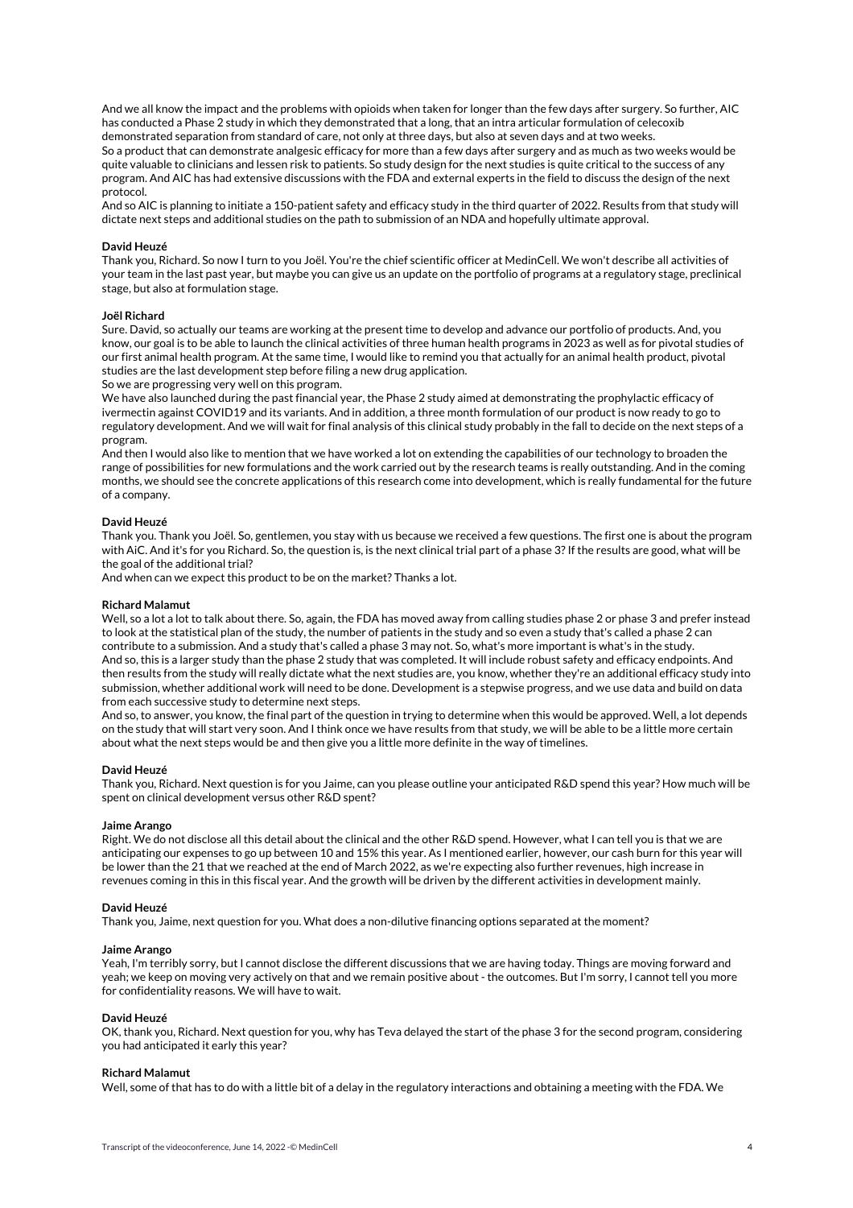And we all know the impact and the problems with opioids when taken for longer than the few days after surgery. So further, AIC has conducted a Phase 2 study in which they demonstrated that a long, that an intra articular formulation of celecoxib demonstrated separation from standard of care, not only at three days, but also at seven days and at two weeks.
So a product that can demonstrate analgesic efficacy for more than a few days after surgery and as much as two weeks would be quite valuable to clinicians and lessen risk to patients. So study design for the next studies is quite critical to the success of any program. And AIC has had extensive discussions with the FDA and external experts in the field to discuss the design of the next protocol.
And so AIC is planning to initiate a 150-patient safety and efficacy study in the third quarter of 2022. Results from that study will dictate next steps and additional studies on the path to submission of an NDA and hopefully ultimate approval.

**David Heuzé**
Thank you, Richard. So now I turn to you Joël. You're the chief scientific officer at MedinCell. We won't describe all activities of your team in the last past year, but maybe you can give us an update on the portfolio of programs at a regulatory stage, preclinical stage, but also at formulation stage.

**Joël Richard**
Sure. David, so actually our teams are working at the present time to develop and advance our portfolio of products. And, you know, our goal is to be able to launch the clinical activities of three human health programs in 2023 as well as for pivotal studies of our first animal health program. At the same time, I would like to remind you that actually for an animal health product, pivotal studies are the last development step before filing a new drug application.
So we are progressing very well on this program.
We have also launched during the past financial year, the Phase 2 study aimed at demonstrating the prophylactic efficacy of ivermectin against COVID19 and its variants. And in addition, a three month formulation of our product is now ready to go to regulatory development. And we will wait for final analysis of this clinical study probably in the fall to decide on the next steps of a program.
And then I would also like to mention that we have worked a lot on extending the capabilities of our technology to broaden the range of possibilities for new formulations and the work carried out by the research teams is really outstanding. And in the coming months, we should see the concrete applications of this research come into development, which is really fundamental for the future of a company.

**David Heuzé**
Thank you. Thank you Joël. So, gentlemen, you stay with us because we received a few questions. The first one is about the program with AiC. And it's for you Richard. So, the question is, is the next clinical trial part of a phase 3? If the results are good, what will be the goal of the additional trial?
And when can we expect this product to be on the market? Thanks a lot.

**Richard Malamut**
Well, so a lot a lot to talk about there. So, again, the FDA has moved away from calling studies phase 2 or phase 3 and prefer instead to look at the statistical plan of the study, the number of patients in the study and so even a study that's called a phase 2 can contribute to a submission. And a study that's called a phase 3 may not. So, what's more important is what's in the study.
And so, this is a larger study than the phase 2 study that was completed. It will include robust safety and efficacy endpoints. And then results from the study will really dictate what the next studies are, you know, whether they're an additional efficacy study into submission, whether additional work will need to be done. Development is a stepwise progress, and we use data and build on data from each successive study to determine next steps.
And so, to answer, you know, the final part of the question in trying to determine when this would be approved. Well, a lot depends on the study that will start very soon. And I think once we have results from that study, we will be able to be a little more certain about what the next steps would be and then give you a little more definite in the way of timelines.

**David Heuzé**
Thank you, Richard. Next question is for you Jaime, can you please outline your anticipated R&D spend this year? How much will be spent on clinical development versus other R&D spent?

**Jaime Arango**
Right. We do not disclose all this detail about the clinical and the other R&D spend. However, what I can tell you is that we are anticipating our expenses to go up between 10 and 15% this year. As I mentioned earlier, however, our cash burn for this year will be lower than the 21 that we reached at the end of March 2022, as we're expecting also further revenues, high increase in revenues coming in this in this fiscal year. And the growth will be driven by the different activities in development mainly.

**David Heuzé**
Thank you, Jaime, next question for you. What does a non-dilutive financing options separated at the moment?

**Jaime Arango**
Yeah, I'm terribly sorry, but I cannot disclose the different discussions that we are having today. Things are moving forward and yeah; we keep on moving very actively on that and we remain positive about - the outcomes. But I'm sorry, I cannot tell you more for confidentiality reasons. We will have to wait.

**David Heuzé**
OK, thank you, Richard. Next question for you, why has Teva delayed the start of the phase 3 for the second program, considering you had anticipated it early this year?

**Richard Malamut**
Well, some of that has to do with a little bit of a delay in the regulatory interactions and obtaining a meeting with the FDA. We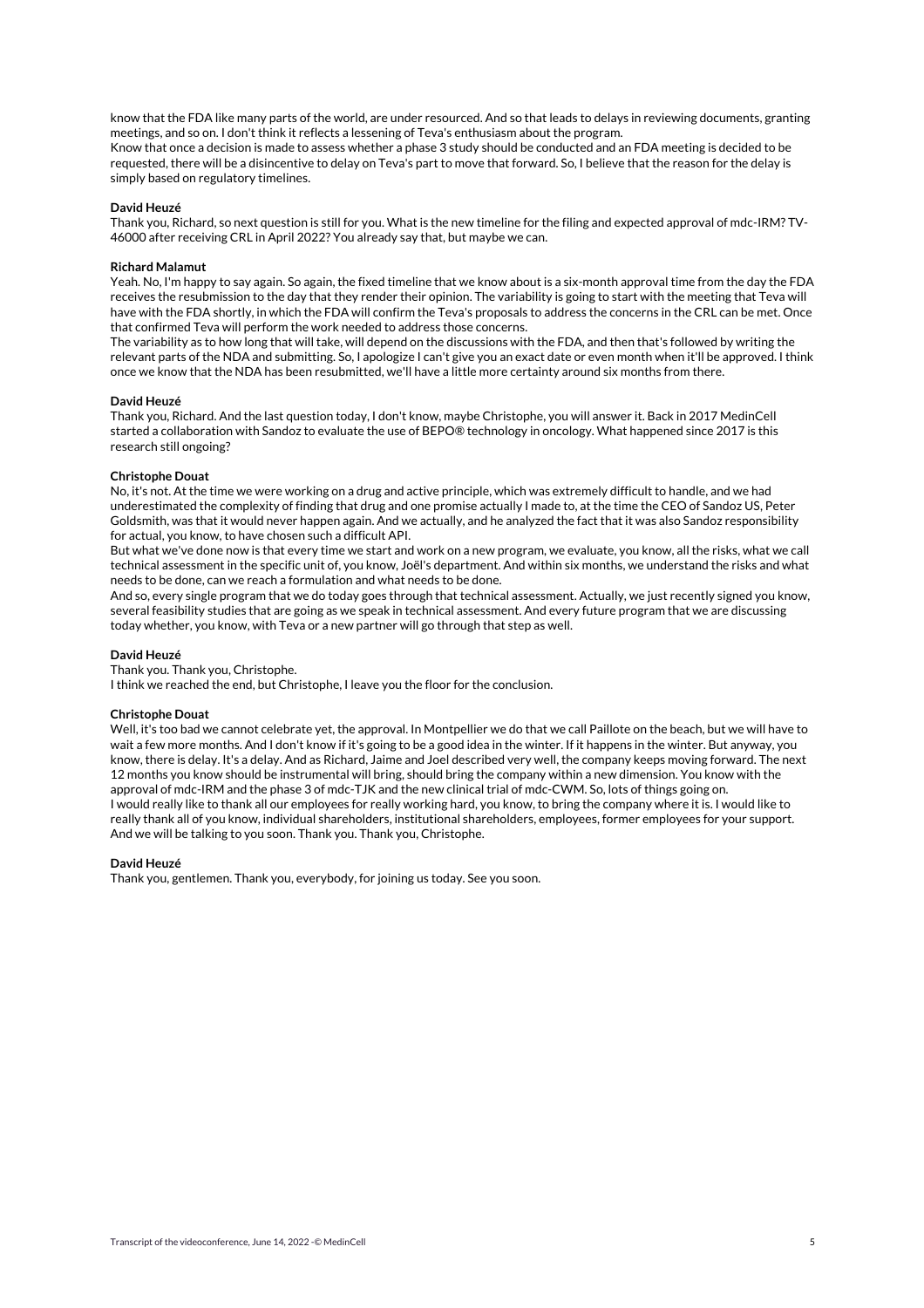know that the FDA like many parts of the world, are under resourced. And so that leads to delays in reviewing documents, granting meetings, and so on. I don't think it reflects a lessening of Teva's enthusiasm about the program.
Know that once a decision is made to assess whether a phase 3 study should be conducted and an FDA meeting is decided to be requested, there will be a disincentive to delay on Teva's part to move that forward. So, I believe that the reason for the delay is simply based on regulatory timelines.

**David Heuzé**
Thank you, Richard, so next question is still for you. What is the new timeline for the filing and expected approval of mdc-IRM? TV-46000 after receiving CRL in April 2022? You already say that, but maybe we can.

**Richard Malamut**
Yeah. No, I'm happy to say again. So again, the fixed timeline that we know about is a six-month approval time from the day the FDA receives the resubmission to the day that they render their opinion. The variability is going to start with the meeting that Teva will have with the FDA shortly, in which the FDA will confirm the Teva's proposals to address the concerns in the CRL can be met. Once that confirmed Teva will perform the work needed to address those concerns.
The variability as to how long that will take, will depend on the discussions with the FDA, and then that's followed by writing the relevant parts of the NDA and submitting. So, I apologize I can't give you an exact date or even month when it'll be approved. I think once we know that the NDA has been resubmitted, we'll have a little more certainty around six months from there.

**David Heuzé**
Thank you, Richard. And the last question today, I don't know, maybe Christophe, you will answer it. Back in 2017 MedinCell started a collaboration with Sandoz to evaluate the use of BEPO® technology in oncology. What happened since 2017 is this research still ongoing?

**Christophe Douat**
No, it's not. At the time we were working on a drug and active principle, which was extremely difficult to handle, and we had underestimated the complexity of finding that drug and one promise actually I made to, at the time the CEO of Sandoz US, Peter Goldsmith, was that it would never happen again. And we actually, and he analyzed the fact that it was also Sandoz responsibility for actual, you know, to have chosen such a difficult API.
But what we've done now is that every time we start and work on a new program, we evaluate, you know, all the risks, what we call technical assessment in the specific unit of, you know, Joël's department. And within six months, we understand the risks and what needs to be done, can we reach a formulation and what needs to be done.
And so, every single program that we do today goes through that technical assessment. Actually, we just recently signed you know, several feasibility studies that are going as we speak in technical assessment. And every future program that we are discussing today whether, you know, with Teva or a new partner will go through that step as well.

**David Heuzé**
Thank you. Thank you, Christophe.
I think we reached the end, but Christophe, I leave you the floor for the conclusion.

**Christophe Douat**
Well, it's too bad we cannot celebrate yet, the approval. In Montpellier we do that we call Paillote on the beach, but we will have to wait a few more months. And I don't know if it's going to be a good idea in the winter. If it happens in the winter. But anyway, you know, there is delay. It's a delay. And as Richard, Jaime and Joel described very well, the company keeps moving forward. The next 12 months you know should be instrumental will bring, should bring the company within a new dimension. You know with the approval of mdc-IRM and the phase 3 of mdc-TJK and the new clinical trial of mdc-CWM. So, lots of things going on.
I would really like to thank all our employees for really working hard, you know, to bring the company where it is. I would like to really thank all of you know, individual shareholders, institutional shareholders, employees, former employees for your support. And we will be talking to you soon. Thank you. Thank you, Christophe.

**David Heuzé**
Thank you, gentlemen. Thank you, everybody, for joining us today. See you soon.